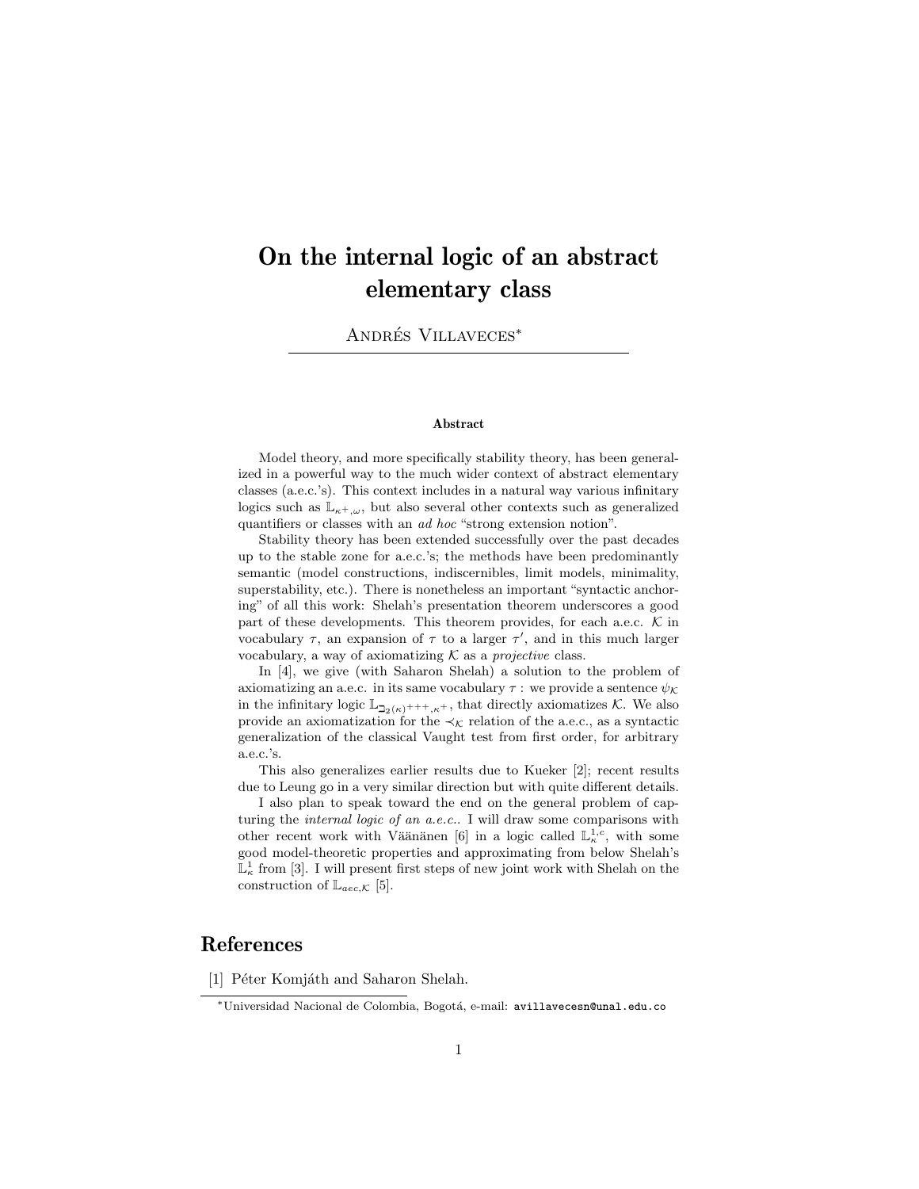# On the internal logic of an abstract elementary class

Andrés Villaveces[*]

### Abstract

Model theory, and more specifically stability theory, has been generalized in a powerful way to the much wider context of abstract elementary classes (a.e.c.'s). This context includes in a natural way various infinitary logics such as $\mathbb{L}_{\kappa^+,\omega}$, but also several other contexts such as generalized quantifiers or classes with an *ad hoc* "strong extension notion".

Stability theory has been extended successfully over the past decades up to the stable zone for a.e.c.'s; the methods have been predominantly semantic (model constructions, indiscernibles, limit models, minimality, superstability, etc.). There is nonetheless an important "syntactic anchoring" of all this work: Shelah's presentation theorem underscores a good part of these developments. This theorem provides, for each a.e.c. $\mathcal{K}$ in vocabulary $\tau$, an expansion of $\tau$ to a larger $\tau'$, and in this much larger vocabulary, a way of axiomatizing $\mathcal{K}$ as a *projective* class.

In [4], we give (with Saharon Shelah) a solution to the problem of axiomatizing an a.e.c. in its same vocabulary $\tau$ : we provide a sentence $\psi_{\mathcal{K}}$ in the infinitary logic $\mathbb{L}_{\beth_2(\kappa)^{+++},\kappa^+}$, that directly axiomatizes $\mathcal{K}$. We also provide an axiomatization for the $\prec_{\mathcal{K}}$ relation of the a.e.c., as a syntactic generalization of the classical Vaught test from first order, for arbitrary a.e.c.'s.

This also generalizes earlier results due to Kueker [2]; recent results due to Leung go in a very similar direction but with quite different details.

I also plan to speak toward the end on the general problem of capturing the *internal logic of an a.e.c.*. I will draw some comparisons with other recent work with Väänänen [6] in a logic called $\mathbb{L}^{1,c}_{\kappa}$, with some good model-theoretic properties and approximating from below Shelah's $\mathbb{L}^1_{\kappa}$ from [3]. I will present first steps of new joint work with Shelah on the construction of $\mathbb{L}_{aec,\mathcal{K}}$ [5].

## References

[1] Péter Komjáth and Saharon Shelah.

[*] Universidad Nacional de Colombia, Bogotá, e-mail: avillavecesn@unal.edu.co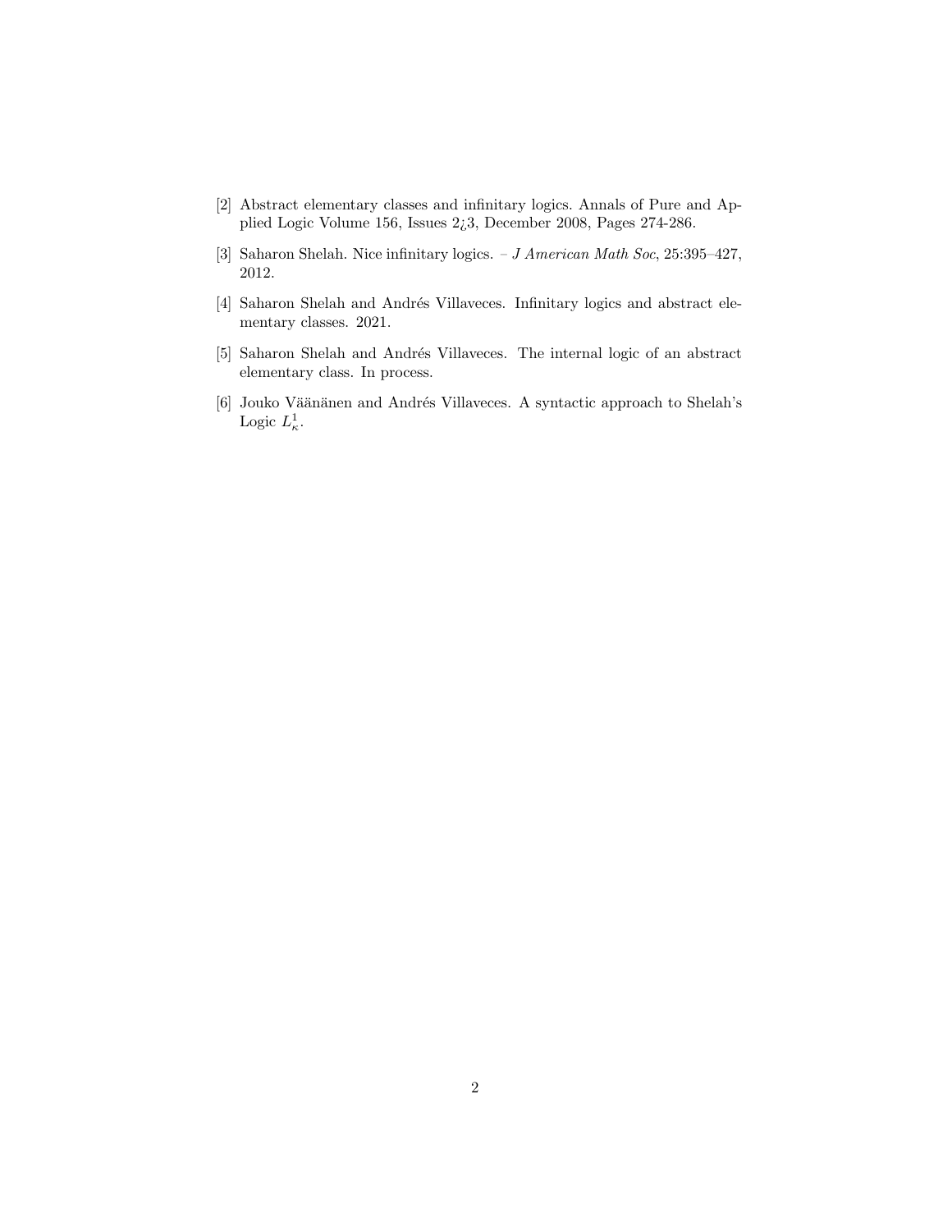[2] Abstract elementary classes and infinitary logics. Annals of Pure and Applied Logic Volume 156, Issues 2¿3, December 2008, Pages 274-286.

[3] Saharon Shelah. Nice infinitary logics. – *J American Math Soc*, 25:395–427, 2012.

[4] Saharon Shelah and Andrés Villaveces. Infinitary logics and abstract elementary classes. 2021.

[5] Saharon Shelah and Andrés Villaveces. The internal logic of an abstract elementary class. In process.

[6] Jouko Väänänen and Andrés Villaveces. A syntactic approach to Shelah's Logic $L^1_\kappa$.